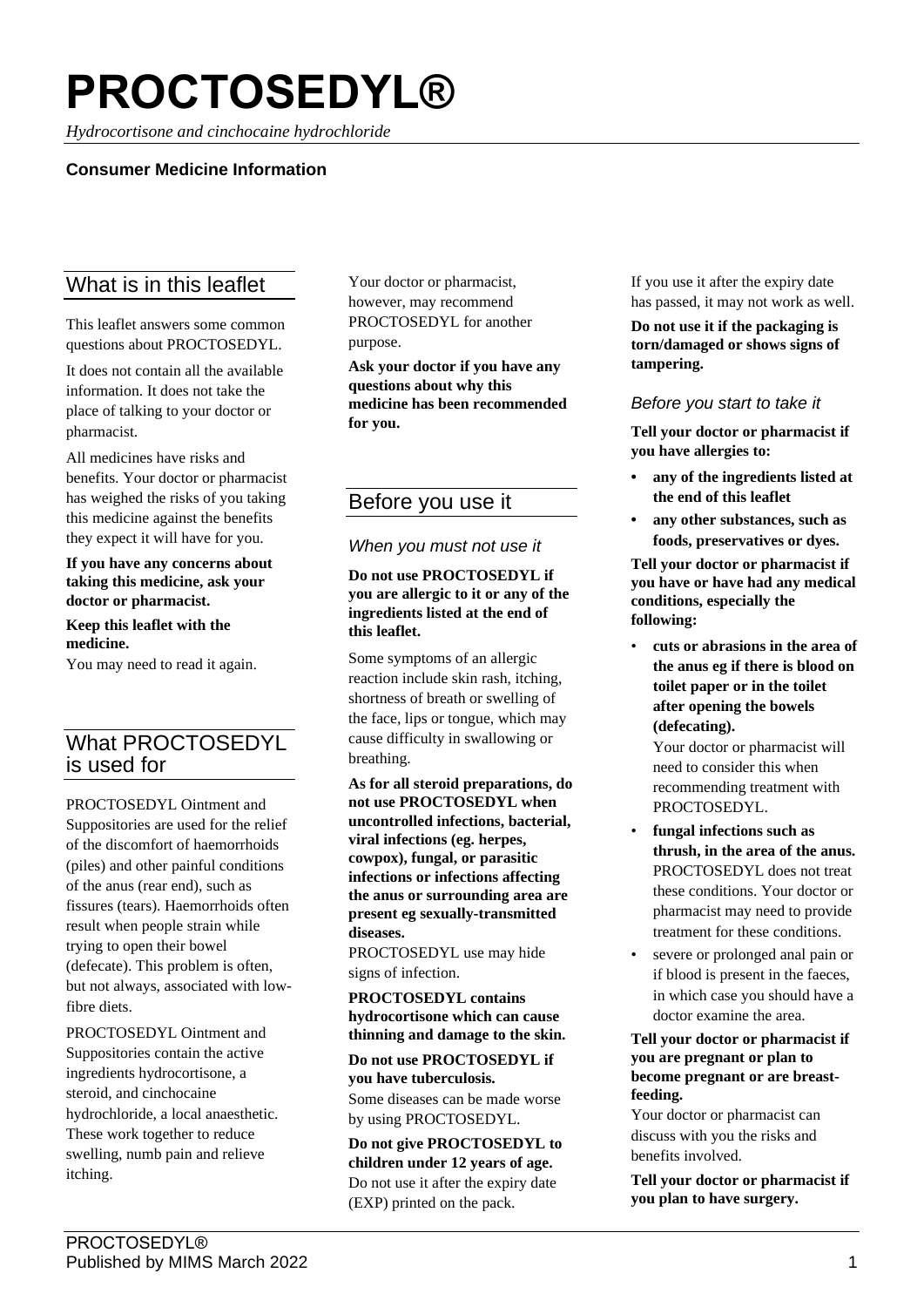# PROCTOSEDYL®

*Hydrocortisone and cinchocaine hydrochloride*

**Consumer Medicine Information**

## What is in this leaflet

This leaflet answers some common questions about PROCTOSEDYL.

It does not contain all the available information. It does not take the place of talking to your doctor or pharmacist.

All medicines have risks and benefits. Your doctor or pharmacist has weighed the risks of you taking this medicine against the benefits they expect it will have for you.

**If you have any concerns about taking this medicine, ask your doctor or pharmacist.**

**Keep this leaflet with the medicine.**
You may need to read it again.

## What PROCTOSEDYL is used for

PROCTOSEDYL Ointment and Suppositories are used for the relief of the discomfort of haemorrhoids (piles) and other painful conditions of the anus (rear end), such as fissures (tears). Haemorrhoids often result when people strain while trying to open their bowel (defecate). This problem is often, but not always, associated with low-fibre diets.

PROCTOSEDYL Ointment and Suppositories contain the active ingredients hydrocortisone, a steroid, and cinchocaine hydrochloride, a local anaesthetic. These work together to reduce swelling, numb pain and relieve itching.

Your doctor or pharmacist, however, may recommend PROCTOSEDYL for another purpose.

**Ask your doctor if you have any questions about why this medicine has been recommended for you.**

## Before you use it

### *When you must not use it*

**Do not use PROCTOSEDYL if you are allergic to it or any of the ingredients listed at the end of this leaflet.**

Some symptoms of an allergic reaction include skin rash, itching, shortness of breath or swelling of the face, lips or tongue, which may cause difficulty in swallowing or breathing.

**As for all steroid preparations, do not use PROCTOSEDYL when uncontrolled infections, bacterial, viral infections (eg. herpes, cowpox), fungal, or parasitic infections or infections affecting the anus or surrounding area are present eg sexually-transmitted diseases.**
PROCTOSEDYL use may hide signs of infection.

**PROCTOSEDYL contains hydrocortisone which can cause thinning and damage to the skin.**

**Do not use PROCTOSEDYL if you have tuberculosis.**
Some diseases can be made worse by using PROCTOSEDYL.

**Do not give PROCTOSEDYL to children under 12 years of age.**
Do not use it after the expiry date (EXP) printed on the pack.

If you use it after the expiry date has passed, it may not work as well.

**Do not use it if the packaging is torn/damaged or shows signs of tampering.**

### *Before you start to take it*

**Tell your doctor or pharmacist if you have allergies to:**

- **any of the ingredients listed at the end of this leaflet**
- **any other substances, such as foods, preservatives or dyes.**

**Tell your doctor or pharmacist if you have or have had any medical conditions, especially the following:**

- **cuts or abrasions in the area of the anus eg if there is blood on toilet paper or in the toilet after opening the bowels (defecating).**
  Your doctor or pharmacist will need to consider this when recommending treatment with PROCTOSEDYL.
- **fungal infections such as thrush, in the area of the anus.** PROCTOSEDYL does not treat these conditions. Your doctor or pharmacist may need to provide treatment for these conditions.
- severe or prolonged anal pain or if blood is present in the faeces, in which case you should have a doctor examine the area.

**Tell your doctor or pharmacist if you are pregnant or plan to become pregnant or are breast-feeding.**
Your doctor or pharmacist can discuss with you the risks and benefits involved.

**Tell your doctor or pharmacist if you plan to have surgery.**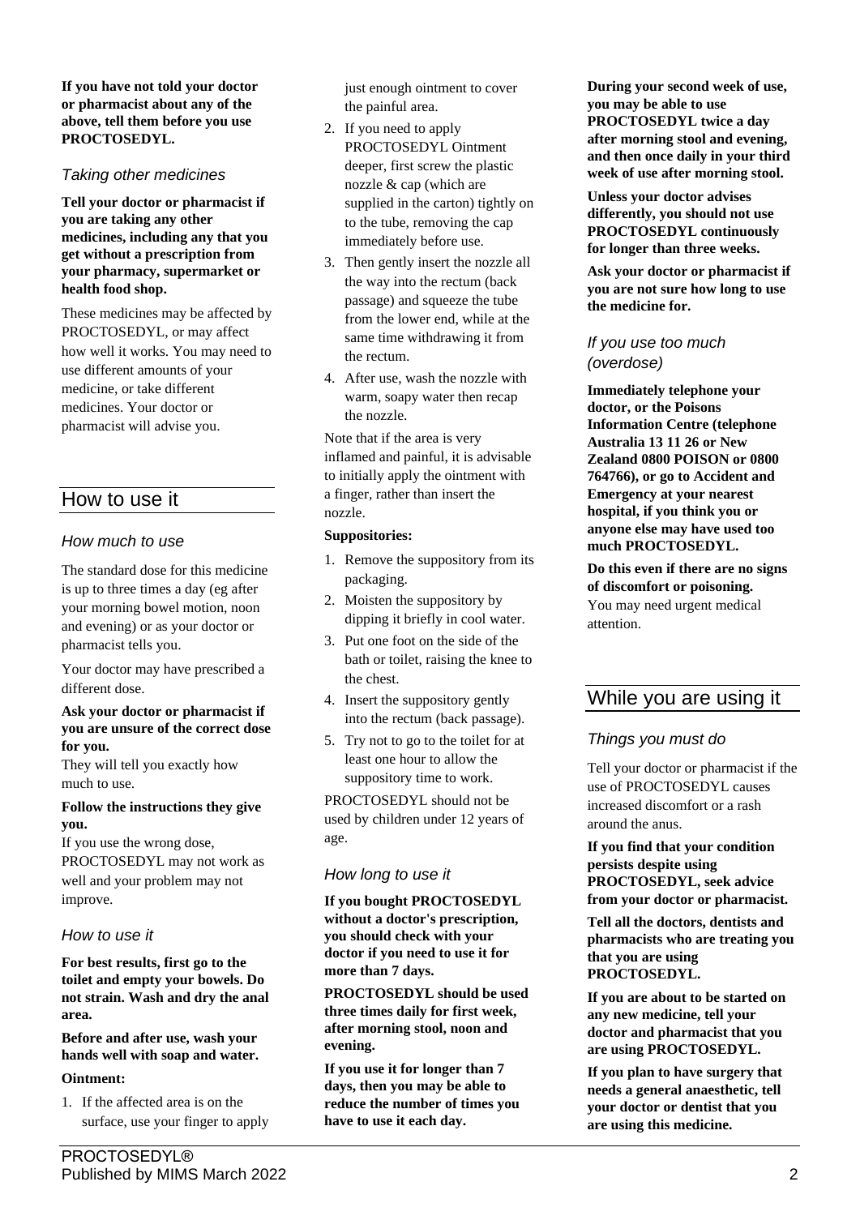**If you have not told your doctor or pharmacist about any of the above, tell them before you use PROCTOSEDYL.**

### *Taking other medicines*

**Tell your doctor or pharmacist if you are taking any other medicines, including any that you get without a prescription from your pharmacy, supermarket or health food shop.**

These medicines may be affected by PROCTOSEDYL, or may affect how well it works. You may need to use different amounts of your medicine, or take different medicines. Your doctor or pharmacist will advise you.

## How to use it

### *How much to use*

The standard dose for this medicine is up to three times a day (eg after your morning bowel motion, noon and evening) or as your doctor or pharmacist tells you.

Your doctor may have prescribed a different dose.

**Ask your doctor or pharmacist if you are unsure of the correct dose for you.**
They will tell you exactly how much to use.

**Follow the instructions they give you.**
If you use the wrong dose, PROCTOSEDYL may not work as well and your problem may not improve.

### *How to use it*

**For best results, first go to the toilet and empty your bowels. Do not strain. Wash and dry the anal area.**

**Before and after use, wash your hands well with soap and water.**

**Ointment:**

1. If the affected area is on the surface, use your finger to apply just enough ointment to cover the painful area.
2. If you need to apply PROCTOSEDYL Ointment deeper, first screw the plastic nozzle & cap (which are supplied in the carton) tightly on to the tube, removing the cap immediately before use.
3. Then gently insert the nozzle all the way into the rectum (back passage) and squeeze the tube from the lower end, while at the same time withdrawing it from the rectum.
4. After use, wash the nozzle with warm, soapy water then recap the nozzle.

Note that if the area is very inflamed and painful, it is advisable to initially apply the ointment with a finger, rather than insert the nozzle.

**Suppositories:**

1. Remove the suppository from its packaging.
2. Moisten the suppository by dipping it briefly in cool water.
3. Put one foot on the side of the bath or toilet, raising the knee to the chest.
4. Insert the suppository gently into the rectum (back passage).
5. Try not to go to the toilet for at least one hour to allow the suppository time to work.

PROCTOSEDYL should not be used by children under 12 years of age.

### *How long to use it*

**If you bought PROCTOSEDYL without a doctor's prescription, you should check with your doctor if you need to use it for more than 7 days.**

**PROCTOSEDYL should be used three times daily for first week, after morning stool, noon and evening.**

**If you use it for longer than 7 days, then you may be able to reduce the number of times you have to use it each day.**

**During your second week of use, you may be able to use PROCTOSEDYL twice a day after morning stool and evening, and then once daily in your third week of use after morning stool.**

**Unless your doctor advises differently, you should not use PROCTOSEDYL continuously for longer than three weeks.**

**Ask your doctor or pharmacist if you are not sure how long to use the medicine for.**

### *If you use too much (overdose)*

**Immediately telephone your doctor, or the Poisons Information Centre (telephone Australia 13 11 26 or New Zealand 0800 POISON or 0800 764766), or go to Accident and Emergency at your nearest hospital, if you think you or anyone else may have used too much PROCTOSEDYL.**

**Do this even if there are no signs of discomfort or poisoning.**
You may need urgent medical attention.

## While you are using it

### *Things you must do*

Tell your doctor or pharmacist if the use of PROCTOSEDYL causes increased discomfort or a rash around the anus.

**If you find that your condition persists despite using PROCTOSEDYL, seek advice from your doctor or pharmacist.**

**Tell all the doctors, dentists and pharmacists who are treating you that you are using PROCTOSEDYL.**

**If you are about to be started on any new medicine, tell your doctor and pharmacist that you are using PROCTOSEDYL.**

**If you plan to have surgery that needs a general anaesthetic, tell your doctor or dentist that you are using this medicine.**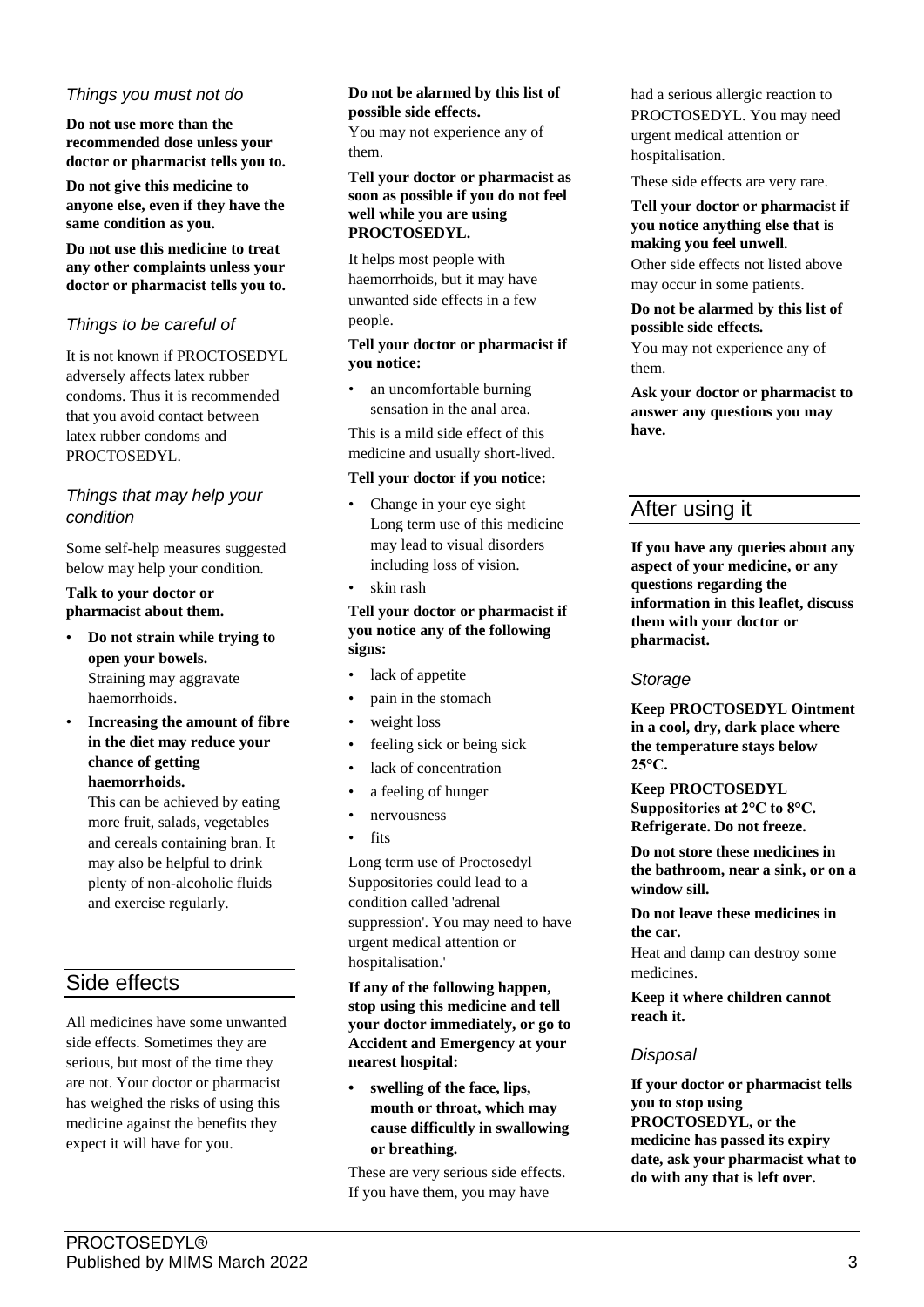### Things you must not do

**Do not use more than the recommended dose unless your doctor or pharmacist tells you to.**

**Do not give this medicine to anyone else, even if they have the same condition as you.**

**Do not use this medicine to treat any other complaints unless your doctor or pharmacist tells you to.**

### Things to be careful of

It is not known if PROCTOSEDYL adversely affects latex rubber condoms. Thus it is recommended that you avoid contact between latex rubber condoms and PROCTOSEDYL.

### Things that may help your condition

Some self-help measures suggested below may help your condition.

**Talk to your doctor or pharmacist about them.**

- **Do not strain while trying to open your bowels.** Straining may aggravate haemorrhoids.
- **Increasing the amount of fibre in the diet may reduce your chance of getting haemorrhoids.** This can be achieved by eating more fruit, salads, vegetables and cereals containing bran. It may also be helpful to drink plenty of non-alcoholic fluids and exercise regularly.

## Side effects

All medicines have some unwanted side effects. Sometimes they are serious, but most of the time they are not. Your doctor or pharmacist has weighed the risks of using this medicine against the benefits they expect it will have for you.

**Do not be alarmed by this list of possible side effects.**

You may not experience any of them.

**Tell your doctor or pharmacist as soon as possible if you do not feel well while you are using PROCTOSEDYL.**

It helps most people with haemorrhoids, but it may have unwanted side effects in a few people.

**Tell your doctor or pharmacist if you notice:**

- an uncomfortable burning sensation in the anal area.

This is a mild side effect of this medicine and usually short-lived.

**Tell your doctor if you notice:**

- Change in your eye sight Long term use of this medicine may lead to visual disorders including loss of vision.
- skin rash

**Tell your doctor or pharmacist if you notice any of the following signs:**

- lack of appetite
- pain in the stomach
- weight loss
- feeling sick or being sick
- lack of concentration
- a feeling of hunger
- nervousness
- fits

Long term use of Proctosedyl Suppositories could lead to a condition called 'adrenal suppression'. You may need to have urgent medical attention or hospitalisation.'

**If any of the following happen, stop using this medicine and tell your doctor immediately, or go to Accident and Emergency at your nearest hospital:**

- **swelling of the face, lips, mouth or throat, which may cause difficultly in swallowing or breathing.**

These are very serious side effects. If you have them, you may have had a serious allergic reaction to PROCTOSEDYL. You may need urgent medical attention or hospitalisation.

These side effects are very rare.

**Tell your doctor or pharmacist if you notice anything else that is making you feel unwell.**

Other side effects not listed above may occur in some patients.

**Do not be alarmed by this list of possible side effects.**

You may not experience any of them.

**Ask your doctor or pharmacist to answer any questions you may have.**

## After using it

**If you have any queries about any aspect of your medicine, or any questions regarding the information in this leaflet, discuss them with your doctor or pharmacist.**

### Storage

**Keep PROCTOSEDYL Ointment in a cool, dry, dark place where the temperature stays below 25°C.**

**Keep PROCTOSEDYL Suppositories at 2°C to 8°C. Refrigerate. Do not freeze.**

**Do not store these medicines in the bathroom, near a sink, or on a window sill.**

**Do not leave these medicines in the car.**

Heat and damp can destroy some medicines.

**Keep it where children cannot reach it.**

### Disposal

**If your doctor or pharmacist tells you to stop using PROCTOSEDYL, or the medicine has passed its expiry date, ask your pharmacist what to do with any that is left over.**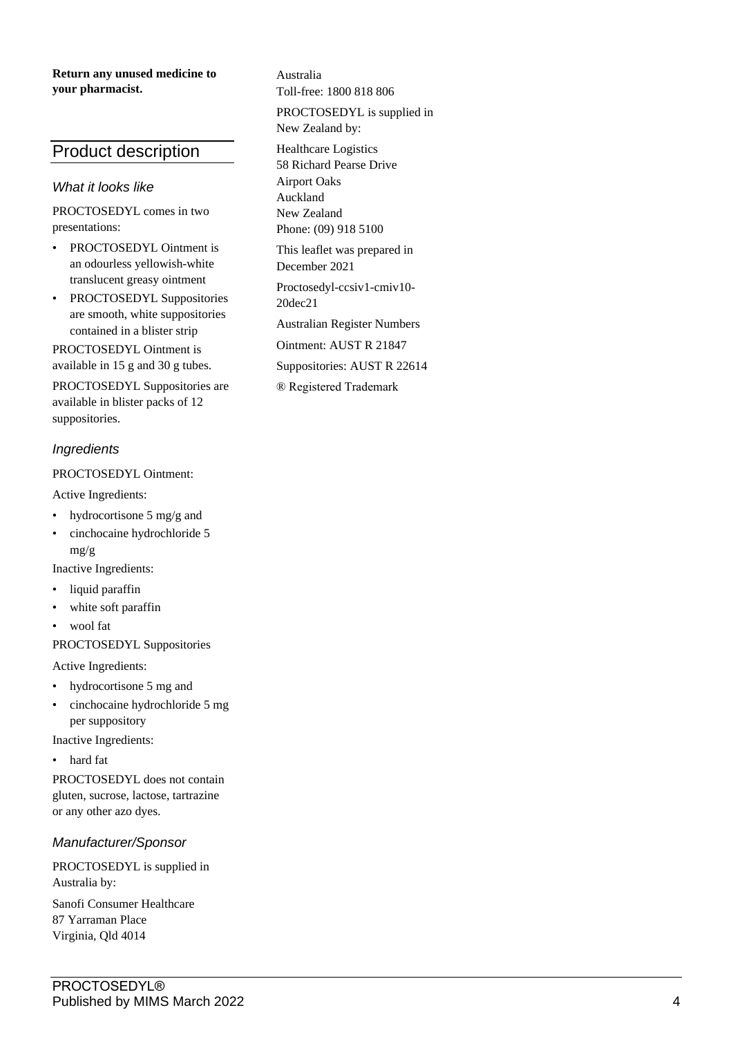**Return any unused medicine to your pharmacist.**

## Product description

### *What it looks like*

PROCTOSEDYL comes in two presentations:

- PROCTOSEDYL Ointment is an odourless yellowish-white translucent greasy ointment
- PROCTOSEDYL Suppositories are smooth, white suppositories contained in a blister strip

PROCTOSEDYL Ointment is available in 15 g and 30 g tubes.

PROCTOSEDYL Suppositories are available in blister packs of 12 suppositories.

### *Ingredients*

PROCTOSEDYL Ointment:

Active Ingredients:

- hydrocortisone 5 mg/g and
- cinchocaine hydrochloride 5 mg/g

Inactive Ingredients:

- liquid paraffin
- white soft paraffin
- wool fat

PROCTOSEDYL Suppositories

Active Ingredients:

- hydrocortisone 5 mg and
- cinchocaine hydrochloride 5 mg per suppository

Inactive Ingredients:

- hard fat

PROCTOSEDYL does not contain gluten, sucrose, lactose, tartrazine or any other azo dyes.

### *Manufacturer/Sponsor*

PROCTOSEDYL is supplied in Australia by:

Sanofi Consumer Healthcare
87 Yarraman Place
Virginia, Qld 4014
Australia
Toll-free: 1800 818 806

PROCTOSEDYL is supplied in New Zealand by:

Healthcare Logistics
58 Richard Pearse Drive
Airport Oaks
Auckland
New Zealand
Phone: (09) 918 5100

This leaflet was prepared in December 2021

Proctosedyl-ccsiv1-cmiv10-20dec21

Australian Register Numbers

Ointment: AUST R 21847

Suppositories: AUST R 22614

® Registered Trademark